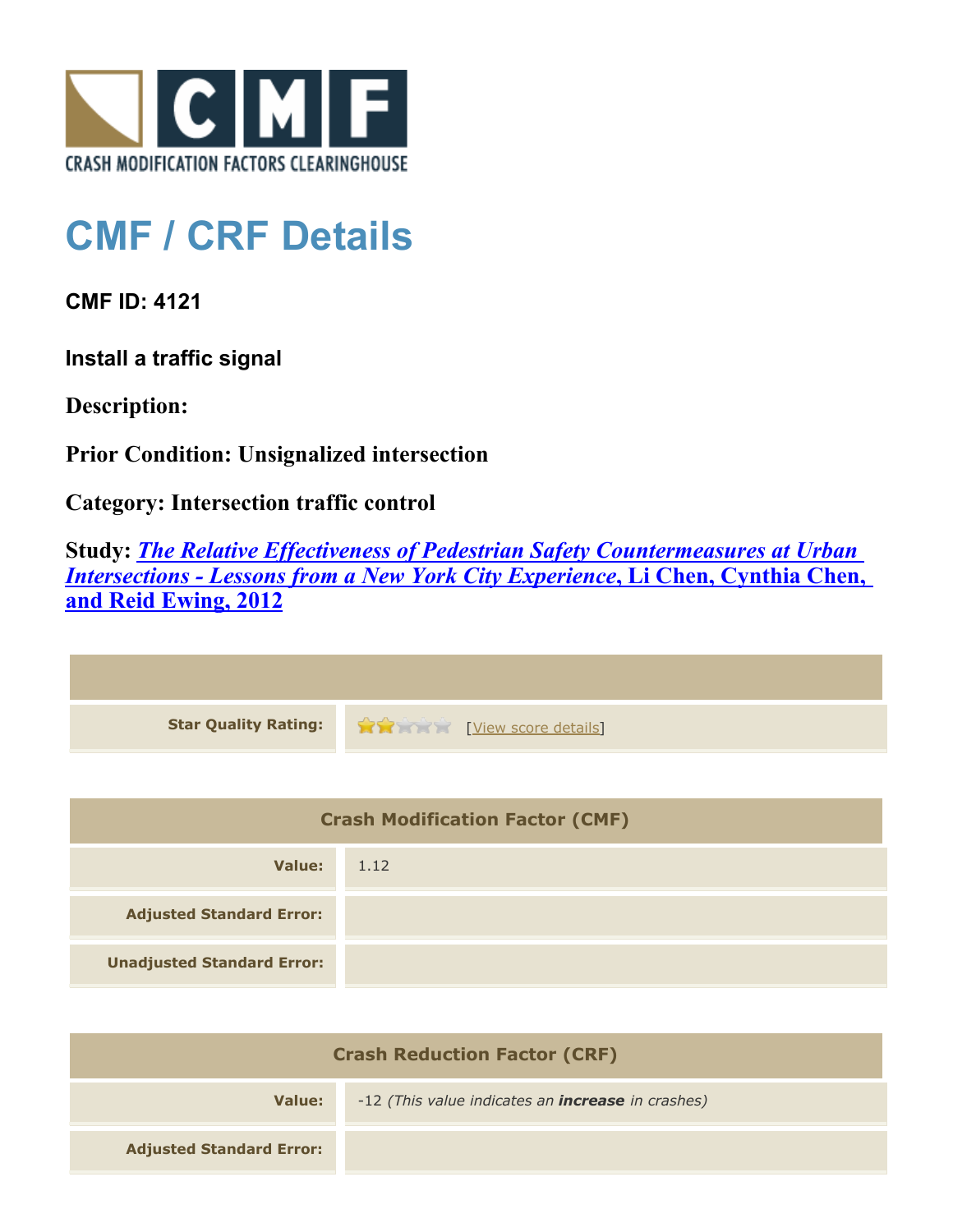CRASH MODIFICATION FACTORS CLEARINGHOUSE

# CMF / CRF Details

**CMF ID: 4121**

**Install a traffic signal**

**Description:**

**Prior Condition: Unsignalized intersection**

**Category: Intersection traffic control**

**Study:** ***The Relative Effectiveness of Pedestrian Safety Countermeasures at Urban Intersections - Lessons from a New York City Experience*, Li Chen, Cynthia Chen, and Reid Ewing, 2012**

| | |
|---|---|
| **Star Quality Rating:** | [View score details] |

| Crash Modification Factor (CMF) | |
|---|---|
| **Value:** | 1.12 |
| **Adjusted Standard Error:** | |
| **Unadjusted Standard Error:** | |

| Crash Reduction Factor (CRF) | |
|---|---|
| **Value:** | -12 *(This value indicates an **increase** in crashes)* |
| **Adjusted Standard Error:** | |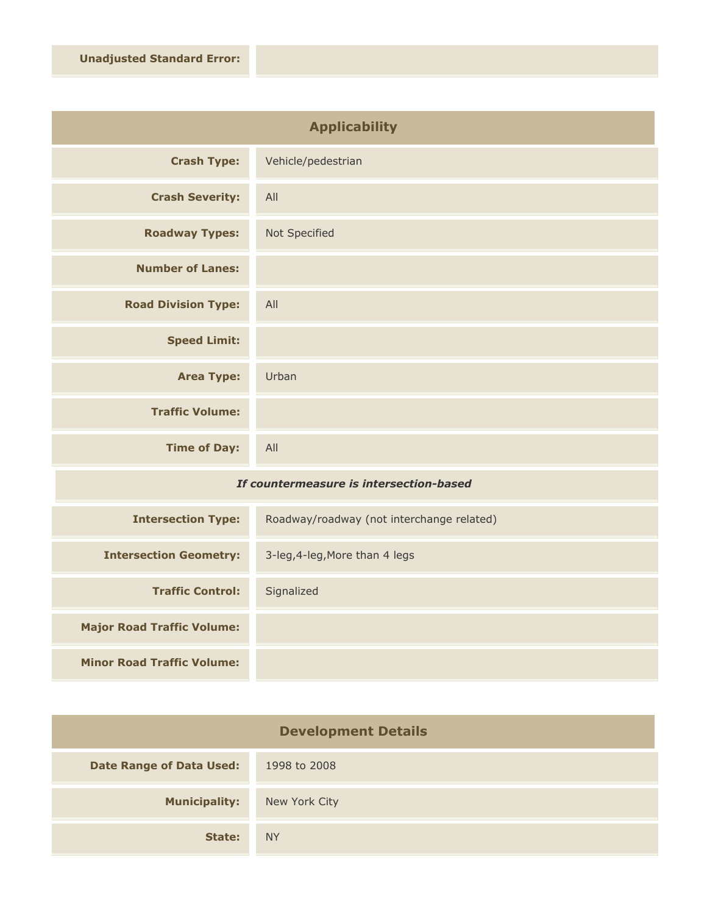| | |
|---|---|
| **Unadjusted Standard Error:** | |

## Applicability

| | |
|---|---|
| **Crash Type:** | Vehicle/pedestrian |
| **Crash Severity:** | All |
| **Roadway Types:** | Not Specified |
| **Number of Lanes:** | |
| **Road Division Type:** | All |
| **Speed Limit:** | |
| **Area Type:** | Urban |
| **Traffic Volume:** | |
| **Time of Day:** | All |

***If countermeasure is intersection-based***

| | |
|---|---|
| **Intersection Type:** | Roadway/roadway (not interchange related) |
| **Intersection Geometry:** | 3-leg,4-leg,More than 4 legs |
| **Traffic Control:** | Signalized |
| **Major Road Traffic Volume:** | |
| **Minor Road Traffic Volume:** | |

## Development Details

| | |
|---|---|
| **Date Range of Data Used:** | 1998 to 2008 |
| **Municipality:** | New York City |
| **State:** | NY |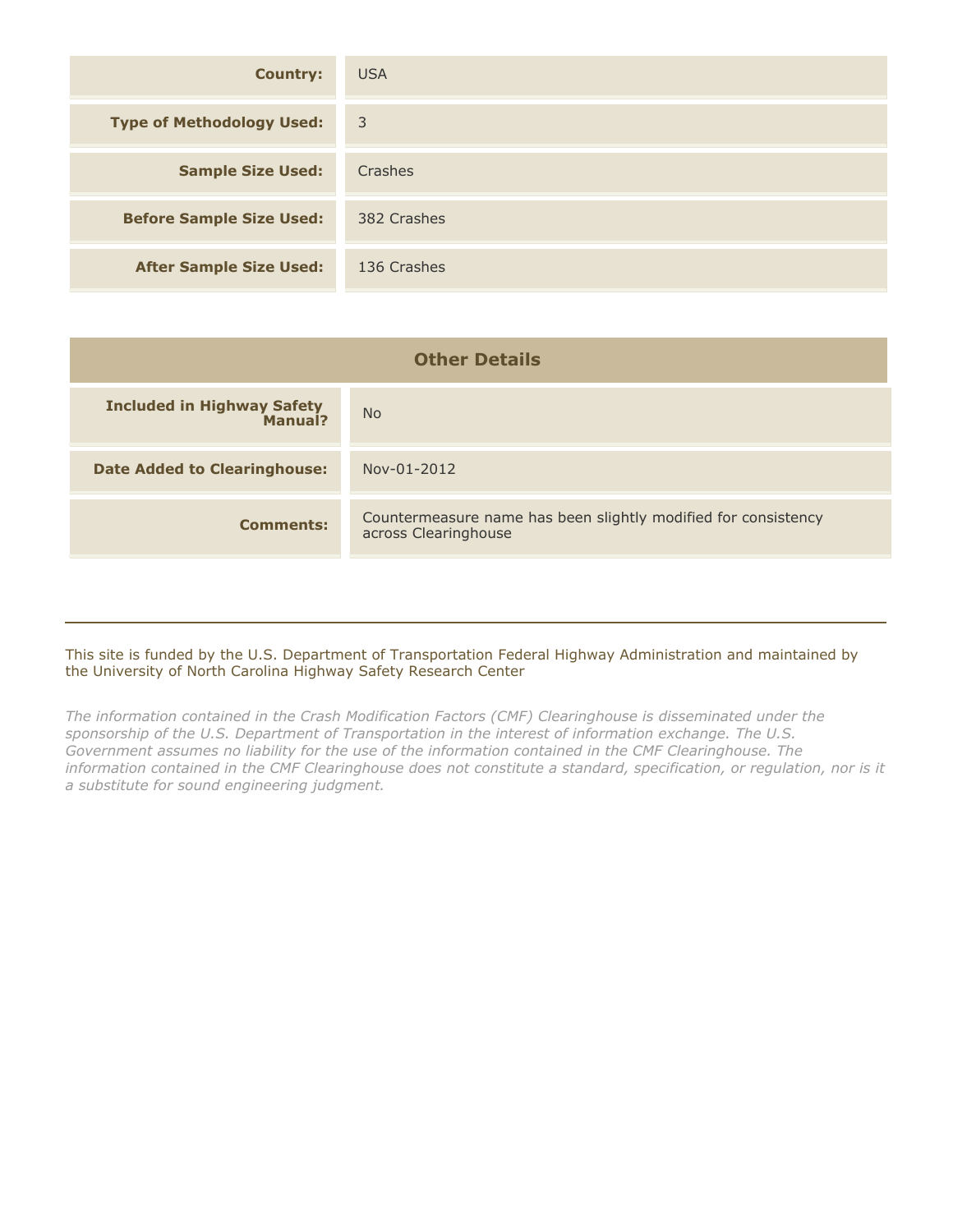| | |
|---|---|
| **Country:** | USA |
| **Type of Methodology Used:** | 3 |
| **Sample Size Used:** | Crashes |
| **Before Sample Size Used:** | 382 Crashes |
| **After Sample Size Used:** | 136 Crashes |

## Other Details

| | |
|---|---|
| **Included in Highway Safety Manual?** | No |
| **Date Added to Clearinghouse:** | Nov-01-2012 |
| **Comments:** | Countermeasure name has been slightly modified for consistency across Clearinghouse |

---

This site is funded by the U.S. Department of Transportation Federal Highway Administration and maintained by the University of North Carolina Highway Safety Research Center

*The information contained in the Crash Modification Factors (CMF) Clearinghouse is disseminated under the sponsorship of the U.S. Department of Transportation in the interest of information exchange. The U.S. Government assumes no liability for the use of the information contained in the CMF Clearinghouse. The information contained in the CMF Clearinghouse does not constitute a standard, specification, or regulation, nor is it a substitute for sound engineering judgment.*